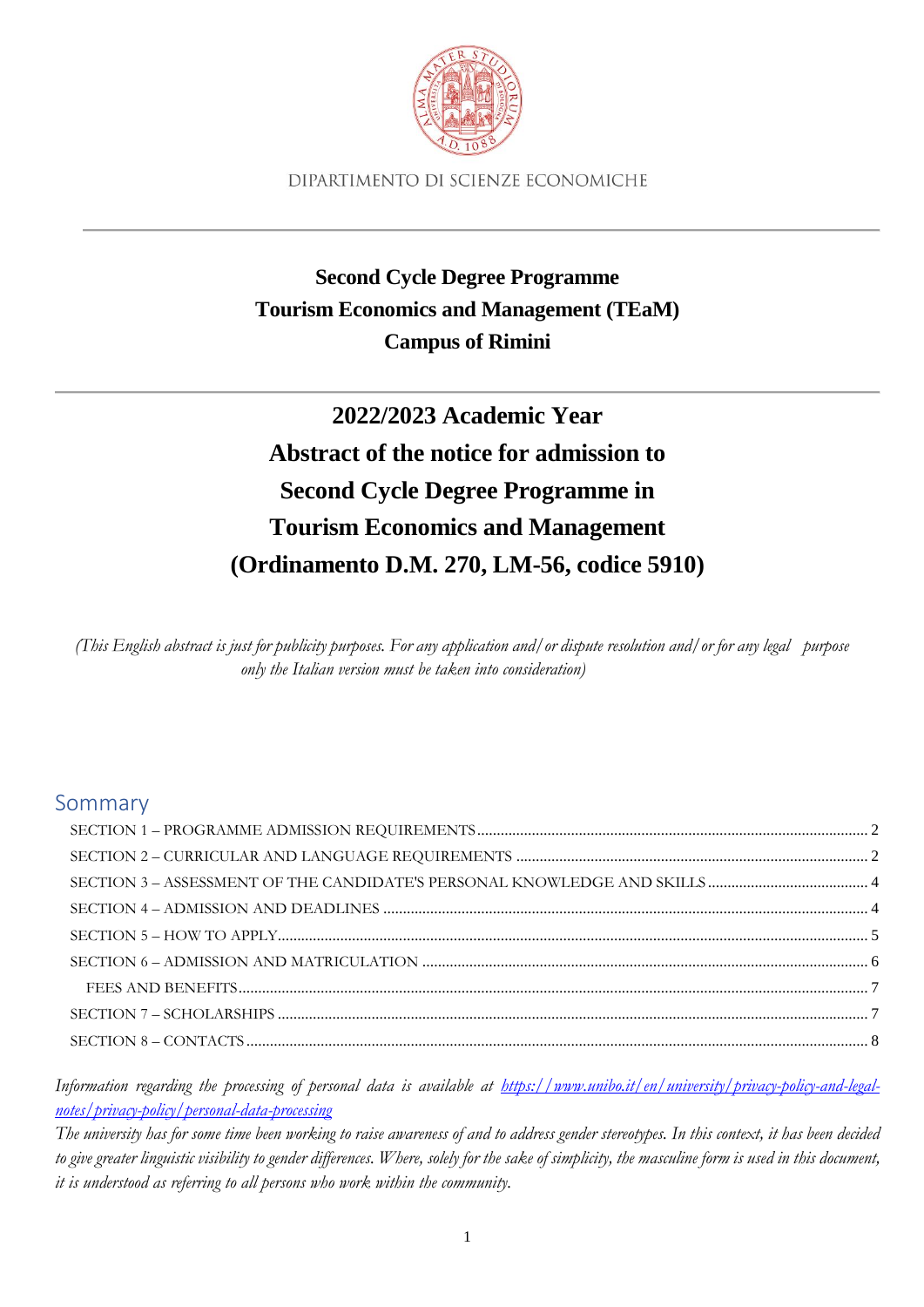DIPARTIMENTO DI SCIENZE ECONOMICHE

# Second Cycle Degree Programme
# Tourism Economics and Management (TEaM)
# Campus of Rimini

# 2022/2023 Academic Year
# Abstract of the notice for admission to Second Cycle Degree Programme in Tourism Economics and Management (Ordinamento D.M. 270, LM-56, codice 5910)

*(This English abstract is just for publicity purposes. For any application and/or dispute resolution and/or for any legal purpose only the Italian version must be taken into consideration)*

## Sommary

- SECTION 1 – PROGRAMME ADMISSION REQUIREMENTS ..... 2
- SECTION 2 – CURRICULAR AND LANGUAGE REQUIREMENTS ..... 2
- SECTION 3 – ASSESSMENT OF THE CANDIDATE'S PERSONAL KNOWLEDGE AND SKILLS ..... 4
- SECTION 4 – ADMISSION AND DEADLINES ..... 4
- SECTION 5 – HOW TO APPLY ..... 5
- SECTION 6 – ADMISSION AND MATRICULATION ..... 6
  - FEES AND BENEFITS ..... 7
- SECTION 7 – SCHOLARSHIPS ..... 7
- SECTION 8 – CONTACTS ..... 8

*Information regarding the processing of personal data is available at [https://www.unibo.it/en/university/privacy-policy-and-legal-notes/privacy-policy/personal-data-processing](https://www.unibo.it/en/university/privacy-policy-and-legal-notes/privacy-policy/personal-data-processing)*

*The university has for some time been working to raise awareness of and to address gender stereotypes. In this context, it has been decided to give greater linguistic visibility to gender differences. Where, solely for the sake of simplicity, the masculine form is used in this document, it is understood as referring to all persons who work within the community.*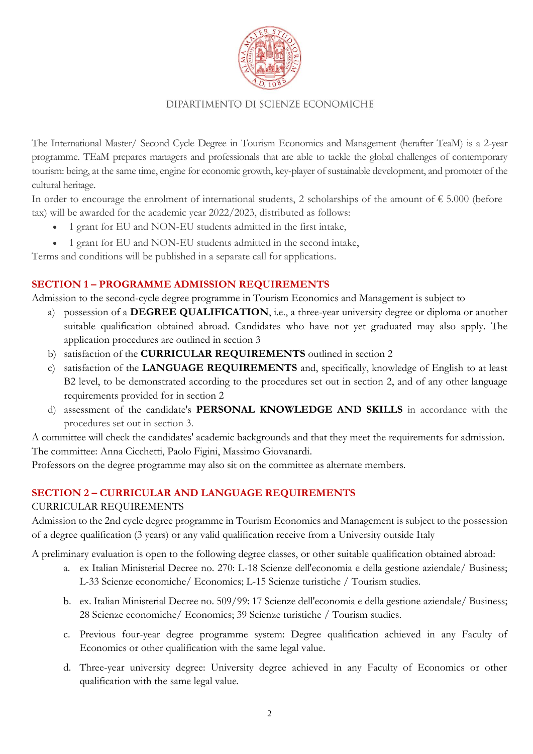DIPARTIMENTO DI SCIENZE ECONOMICHE

The International Master/ Second Cycle Degree in Tourism Economics and Management (herafter TeaM) is a 2-year programme. TEaM prepares managers and professionals that are able to tackle the global challenges of contemporary tourism: being, at the same time, engine for economic growth, key-player of sustainable development, and promoter of the cultural heritage.

In order to encourage the enrolment of international students, 2 scholarships of the amount of € 5.000 (before tax) will be awarded for the academic year 2022/2023, distributed as follows:

- 1 grant for EU and NON-EU students admitted in the first intake,
- 1 grant for EU and NON-EU students admitted in the second intake,

Terms and conditions will be published in a separate call for applications.

## SECTION 1 – PROGRAMME ADMISSION REQUIREMENTS

Admission to the second-cycle degree programme in Tourism Economics and Management is subject to

a) possession of a **DEGREE QUALIFICATION**, i.e., a three-year university degree or diploma or another suitable qualification obtained abroad. Candidates who have not yet graduated may also apply. The application procedures are outlined in section 3
b) satisfaction of the **CURRICULAR REQUIREMENTS** outlined in section 2
c) satisfaction of the **LANGUAGE REQUIREMENTS** and, specifically, knowledge of English to at least B2 level, to be demonstrated according to the procedures set out in section 2, and of any other language requirements provided for in section 2
d) assessment of the candidate's **PERSONAL KNOWLEDGE AND SKILLS** in accordance with the procedures set out in section 3.

A committee will check the candidates' academic backgrounds and that they meet the requirements for admission.
The committee: Anna Cicchetti, Paolo Figini, Massimo Giovanardi.
Professors on the degree programme may also sit on the committee as alternate members.

## SECTION 2 – CURRICULAR AND LANGUAGE REQUIREMENTS

CURRICULAR REQUIREMENTS

Admission to the 2nd cycle degree programme in Tourism Economics and Management is subject to the possession of a degree qualification (3 years) or any valid qualification receive from a University outside Italy

A preliminary evaluation is open to the following degree classes, or other suitable qualification obtained abroad:

a. ex Italian Ministerial Decree no. 270: L-18 Scienze dell'economia e della gestione aziendale/ Business; L-33 Scienze economiche/ Economics; L-15 Scienze turistiche / Tourism studies.
b. ex. Italian Ministerial Decree no. 509/99: 17 Scienze dell'economia e della gestione aziendale/ Business; 28 Scienze economiche/ Economics; 39 Scienze turistiche / Tourism studies.
c. Previous four-year degree programme system: Degree qualification achieved in any Faculty of Economics or other qualification with the same legal value.
d. Three-year university degree: University degree achieved in any Faculty of Economics or other qualification with the same legal value.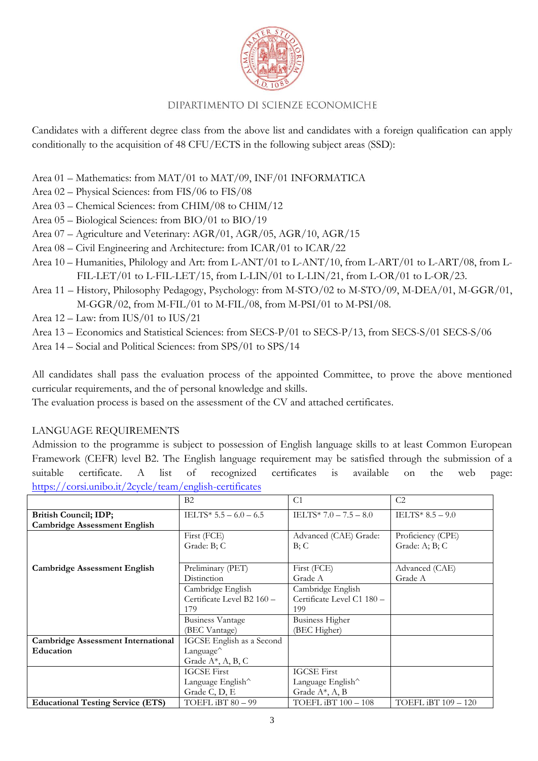DIPARTIMENTO DI SCIENZE ECONOMICHE

Candidates with a different degree class from the above list and candidates with a foreign qualification can apply conditionally to the acquisition of 48 CFU/ECTS in the following subject areas (SSD):

Area 01 – Mathematics: from MAT/01 to MAT/09, INF/01 INFORMATICA
Area 02 – Physical Sciences: from FIS/06 to FIS/08
Area 03 – Chemical Sciences: from CHIM/08 to CHIM/12
Area 05 – Biological Sciences: from BIO/01 to BIO/19
Area 07 – Agriculture and Veterinary: AGR/01, AGR/05, AGR/10, AGR/15
Area 08 – Civil Engineering and Architecture: from ICAR/01 to ICAR/22
Area 10 – Humanities, Philology and Art: from L-ANT/01 to L-ANT/10, from L-ART/01 to L-ART/08, from L-FIL-LET/01 to L-FIL-LET/15, from L-LIN/01 to L-LIN/21, from L-OR/01 to L-OR/23.
Area 11 – History, Philosophy Pedagogy, Psychology: from M-STO/02 to M-STO/09, M-DEA/01, M-GGR/01, M-GGR/02, from M-FIL/01 to M-FIL/08, from M-PSI/01 to M-PSI/08.
Area 12 – Law: from IUS/01 to IUS/21
Area 13 – Economics and Statistical Sciences: from SECS-P/01 to SECS-P/13, from SECS-S/01 SECS-S/06
Area 14 – Social and Political Sciences: from SPS/01 to SPS/14

All candidates shall pass the evaluation process of the appointed Committee, to prove the above mentioned curricular requirements, and the of personal knowledge and skills.
The evaluation process is based on the assessment of the CV and attached certificates.

LANGUAGE REQUIREMENTS

Admission to the programme is subject to possession of English language skills to at least Common European Framework (CEFR) level B2. The English language requirement may be satisfied through the submission of a suitable certificate. A list of recognized certificates is available on the web page: https://corsi.unibo.it/2cycle/team/english-certificates

| | B2 | C1 | C2 |
|---|---|---|---|
| **British Council; IDP; Cambridge Assessment English** | IELTS* 5.5 – 6.0 – 6.5 | IELTS* 7.0 – 7.5 – 8.0 | IELTS* 8.5 – 9.0 |
| **Cambridge Assessment English** | First (FCE) Grade: B; C | Advanced (CAE) Grade: B; C | Proficiency (CPE) Grade: A; B; C |
| | Preliminary (PET) Distinction | First (FCE) Grade A | Advanced (CAE) Grade A |
| | Cambridge English Certificate Level B2 160 – 179 | Cambridge English Certificate Level C1 180 – 199 | |
| | Business Vantage (BEC Vantage) | Business Higher (BEC Higher) | |
| **Cambridge Assessment International Education** | IGCSE English as a Second Language^ Grade A*, A, B, C | | |
| | IGCSE First Language English^ Grade C, D, E | IGCSE First Language English^ Grade A*, A, B | |
| **Educational Testing Service (ETS)** | TOEFL iBT 80 – 99 | TOEFL iBT 100 – 108 | TOEFL iBT 109 – 120 |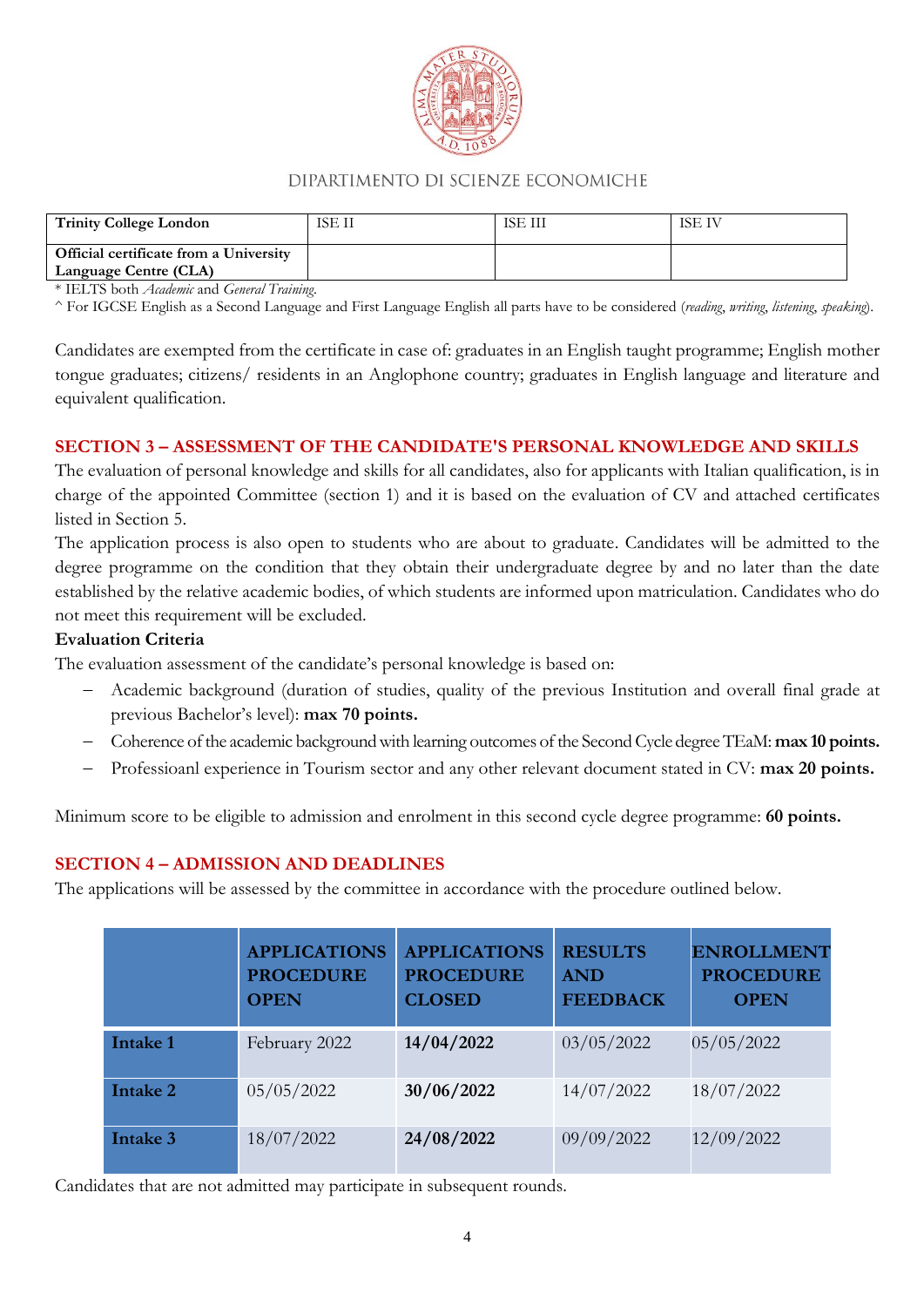DIPARTIMENTO DI SCIENZE ECONOMICHE

| Trinity College London | ISE II | ISE III | ISE IV |
|---|---|---|---|
| **Official certificate from a University Language Centre (CLA)** | | | |

\* IELTS both *Academic* and *General Training*.

^ For IGCSE English as a Second Language and First Language English all parts have to be considered (*reading*, *writing*, *listening*, *speaking*).

Candidates are exempted from the certificate in case of: graduates in an English taught programme; English mother tongue graduates; citizens/ residents in an Anglophone country; graduates in English language and literature and equivalent qualification.

## SECTION 3 – ASSESSMENT OF THE CANDIDATE'S PERSONAL KNOWLEDGE AND SKILLS

The evaluation of personal knowledge and skills for all candidates, also for applicants with Italian qualification, is in charge of the appointed Committee (section 1) and it is based on the evaluation of CV and attached certificates listed in Section 5.

The application process is also open to students who are about to graduate. Candidates will be admitted to the degree programme on the condition that they obtain their undergraduate degree by and no later than the date established by the relative academic bodies, of which students are informed upon matriculation. Candidates who do not meet this requirement will be excluded.

**Evaluation Criteria**

The evaluation assessment of the candidate's personal knowledge is based on:

- Academic background (duration of studies, quality of the previous Institution and overall final grade at previous Bachelor's level): **max 70 points.**
- Coherence of the academic background with learning outcomes of the Second Cycle degree TEaM: **max 10 points.**
- Professioanl experience in Tourism sector and any other relevant document stated in CV: **max 20 points.**

Minimum score to be eligible to admission and enrolment in this second cycle degree programme: **60 points.**

## SECTION 4 – ADMISSION AND DEADLINES

The applications will be assessed by the committee in accordance with the procedure outlined below.

| | APPLICATIONS PROCEDURE OPEN | APPLICATIONS PROCEDURE CLOSED | RESULTS AND FEEDBACK | ENROLLMENT PROCEDURE OPEN |
|---|---|---|---|---|
| **Intake 1** | February 2022 | **14/04/2022** | 03/05/2022 | 05/05/2022 |
| **Intake 2** | 05/05/2022 | **30/06/2022** | 14/07/2022 | 18/07/2022 |
| **Intake 3** | 18/07/2022 | **24/08/2022** | 09/09/2022 | 12/09/2022 |

Candidates that are not admitted may participate in subsequent rounds.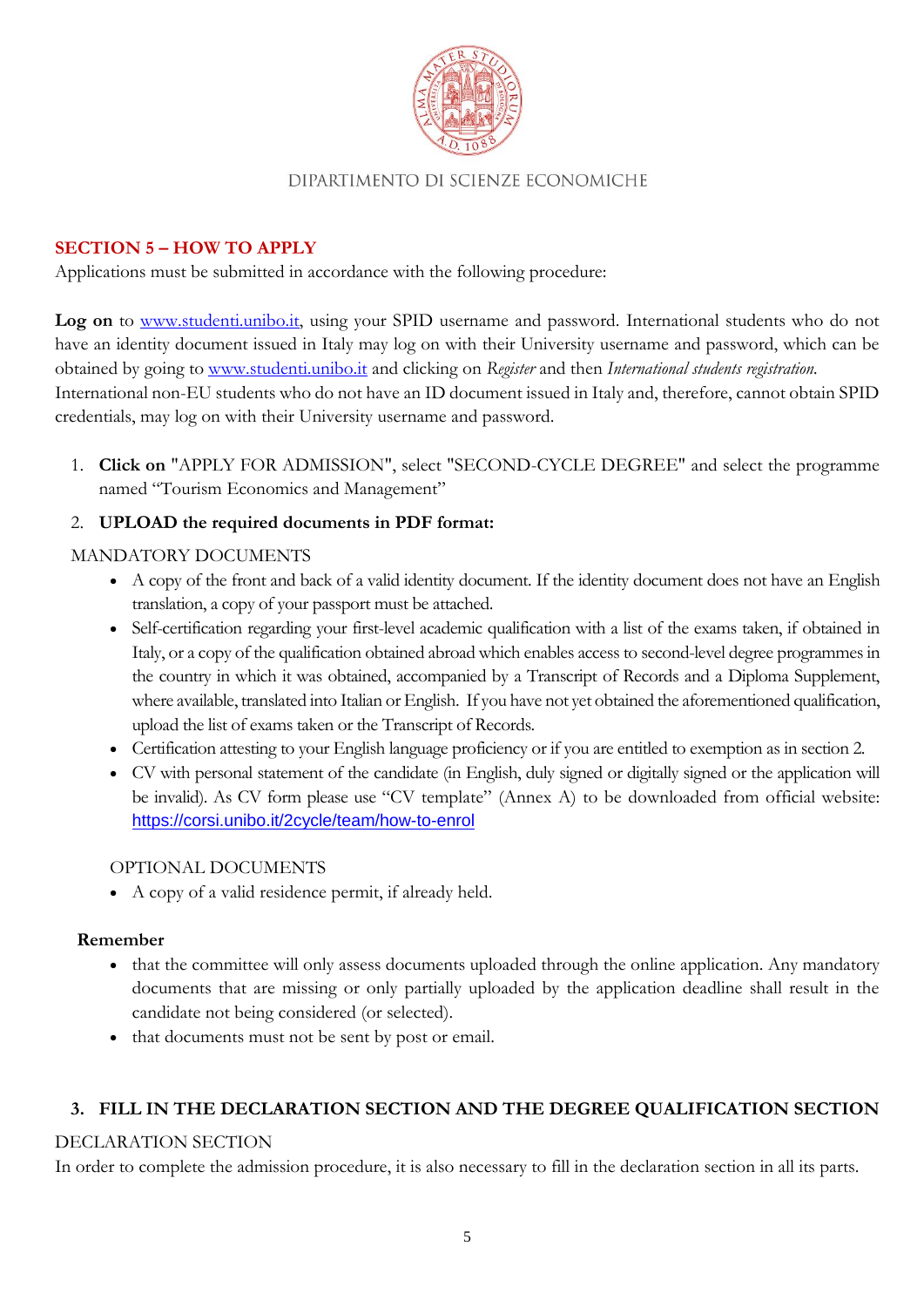## SECTION 5 – HOW TO APPLY

Applications must be submitted in accordance with the following procedure:

**Log on** to www.studenti.unibo.it, using your SPID username and password. International students who do not have an identity document issued in Italy may log on with their University username and password, which can be obtained by going to www.studenti.unibo.it and clicking on *Register* and then *International students registration*. International non-EU students who do not have an ID document issued in Italy and, therefore, cannot obtain SPID credentials, may log on with their University username and password.

1. **Click on** "APPLY FOR ADMISSION", select "SECOND-CYCLE DEGREE" and select the programme named "Tourism Economics and Management"
2. **UPLOAD the required documents in PDF format:**

MANDATORY DOCUMENTS

- A copy of the front and back of a valid identity document. If the identity document does not have an English translation, a copy of your passport must be attached.
- Self-certification regarding your first-level academic qualification with a list of the exams taken, if obtained in Italy, or a copy of the qualification obtained abroad which enables access to second-level degree programmes in the country in which it was obtained, accompanied by a Transcript of Records and a Diploma Supplement, where available, translated into Italian or English. If you have not yet obtained the aforementioned qualification, upload the list of exams taken or the Transcript of Records.
- Certification attesting to your English language proficiency or if you are entitled to exemption as in section 2.
- CV with personal statement of the candidate (in English, duly signed or digitally signed or the application will be invalid). As CV form please use "CV template" (Annex A) to be downloaded from official website: https://corsi.unibo.it/2cycle/team/how-to-enrol

OPTIONAL DOCUMENTS

- A copy of a valid residence permit, if already held.

**Remember**

- that the committee will only assess documents uploaded through the online application. Any mandatory documents that are missing or only partially uploaded by the application deadline shall result in the candidate not being considered (or selected).
- that documents must not be sent by post or email.

3. **FILL IN THE DECLARATION SECTION AND THE DEGREE QUALIFICATION SECTION**

DECLARATION SECTION

In order to complete the admission procedure, it is also necessary to fill in the declaration section in all its parts.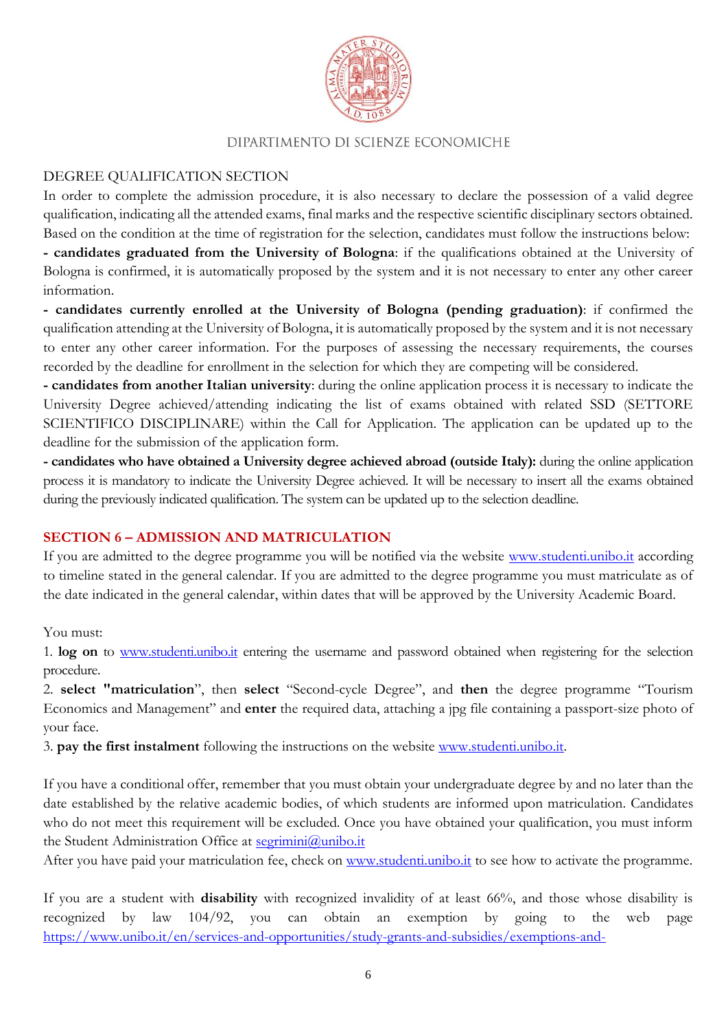DIPARTIMENTO DI SCIENZE ECONOMICHE

DEGREE QUALIFICATION SECTION

In order to complete the admission procedure, it is also necessary to declare the possession of a valid degree qualification, indicating all the attended exams, final marks and the respective scientific disciplinary sectors obtained. Based on the condition at the time of registration for the selection, candidates must follow the instructions below:

**- candidates graduated from the University of Bologna**: if the qualifications obtained at the University of Bologna is confirmed, it is automatically proposed by the system and it is not necessary to enter any other career information.

**- candidates currently enrolled at the University of Bologna (pending graduation)**: if confirmed the qualification attending at the University of Bologna, it is automatically proposed by the system and it is not necessary to enter any other career information. For the purposes of assessing the necessary requirements, the courses recorded by the deadline for enrollment in the selection for which they are competing will be considered.

**- candidates from another Italian university**: during the online application process it is necessary to indicate the University Degree achieved/attending indicating the list of exams obtained with related SSD (SETTORE SCIENTIFICO DISCIPLINARE) within the Call for Application. The application can be updated up to the deadline for the submission of the application form.

**- candidates who have obtained a University degree achieved abroad (outside Italy):** during the online application process it is mandatory to indicate the University Degree achieved. It will be necessary to insert all the exams obtained during the previously indicated qualification. The system can be updated up to the selection deadline.

## SECTION 6 – ADMISSION AND MATRICULATION

If you are admitted to the degree programme you will be notified via the website www.studenti.unibo.it according to timeline stated in the general calendar. If you are admitted to the degree programme you must matriculate as of the date indicated in the general calendar, within dates that will be approved by the University Academic Board.

You must:

1. **log on** to www.studenti.unibo.it entering the username and password obtained when registering for the selection procedure.
2. **select "matriculation**", then **select** "Second-cycle Degree", and **then** the degree programme "Tourism Economics and Management" and **enter** the required data, attaching a jpg file containing a passport-size photo of your face.
3. **pay the first instalment** following the instructions on the website www.studenti.unibo.it.

If you have a conditional offer, remember that you must obtain your undergraduate degree by and no later than the date established by the relative academic bodies, of which students are informed upon matriculation. Candidates who do not meet this requirement will be excluded. Once you have obtained your qualification, you must inform the Student Administration Office at segrimini@unibo.it

After you have paid your matriculation fee, check on www.studenti.unibo.it to see how to activate the programme.

If you are a student with **disability** with recognized invalidity of at least 66%, and those whose disability is recognized by law 104/92, you can obtain an exemption by going to the web page https://www.unibo.it/en/services-and-opportunities/study-grants-and-subsidies/exemptions-and-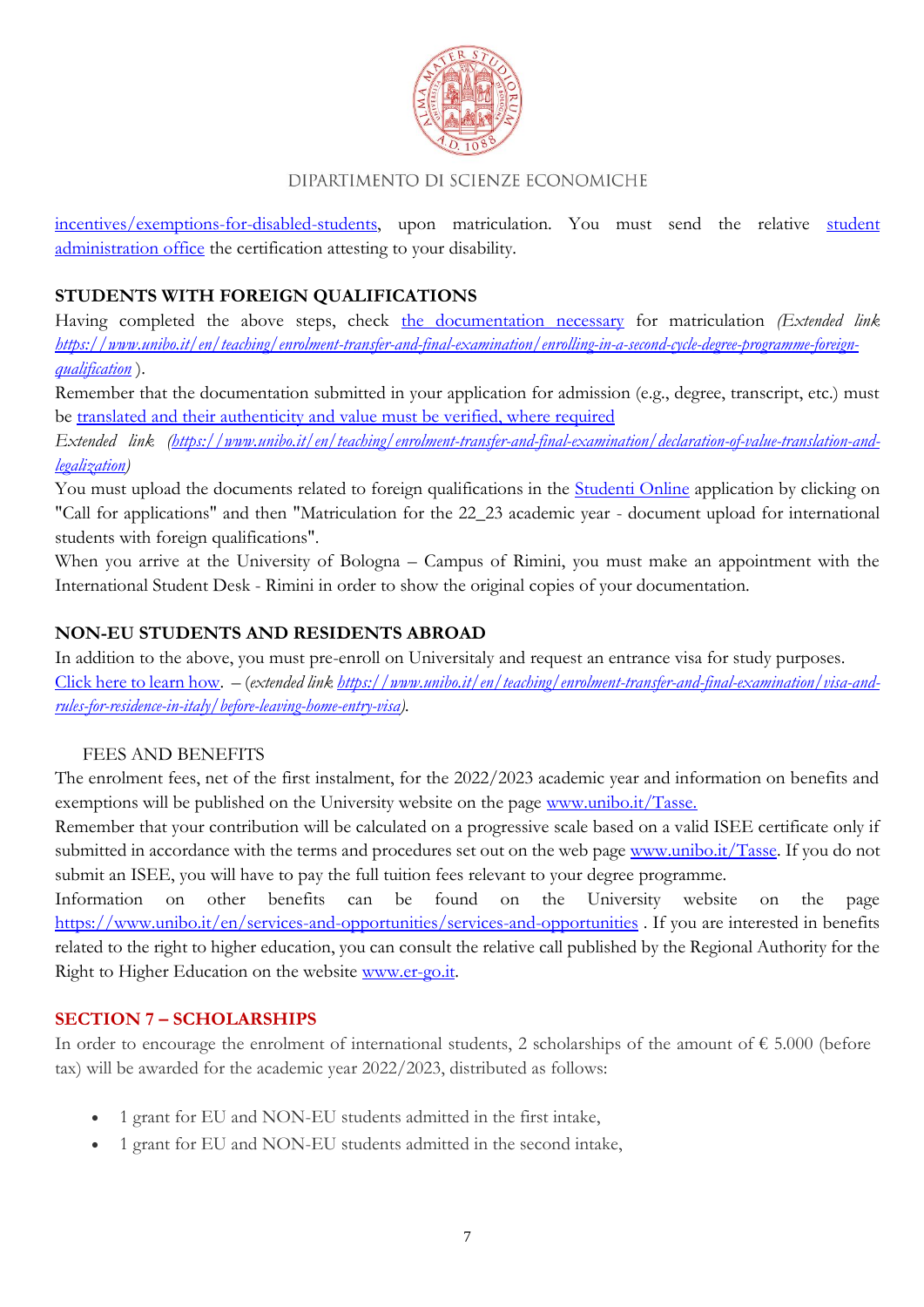incentives/exemptions-for-disabled-students, upon matriculation. You must send the relative student administration office the certification attesting to your disability.

## STUDENTS WITH FOREIGN QUALIFICATIONS

Having completed the above steps, check the documentation necessary for matriculation *(Extended link https://www.unibo.it/en/teaching/enrolment-transfer-and-final-examination/enrolling-in-a-second-cycle-degree-programme-foreign-qualification* ).

Remember that the documentation submitted in your application for admission (e.g., degree, transcript, etc.) must be translated and their authenticity and value must be verified, where required

*Extended link (https://www.unibo.it/en/teaching/enrolment-transfer-and-final-examination/declaration-of-value-translation-and-legalization)*

You must upload the documents related to foreign qualifications in the Studenti Online application by clicking on "Call for applications" and then "Matriculation for the 22_23 academic year - document upload for international students with foreign qualifications".

When you arrive at the University of Bologna – Campus of Rimini, you must make an appointment with the International Student Desk - Rimini in order to show the original copies of your documentation.

## NON-EU STUDENTS AND RESIDENTS ABROAD

In addition to the above, you must pre-enroll on Universitaly and request an entrance visa for study purposes.
Click here to learn how. – *(extended link https://www.unibo.it/en/teaching/enrolment-transfer-and-final-examination/visa-and-rules-for-residence-in-italy/before-leaving-home-entry-visa).*

FEES AND BENEFITS

The enrolment fees, net of the first instalment, for the 2022/2023 academic year and information on benefits and exemptions will be published on the University website on the page www.unibo.it/Tasse.

Remember that your contribution will be calculated on a progressive scale based on a valid ISEE certificate only if submitted in accordance with the terms and procedures set out on the web page www.unibo.it/Tasse. If you do not submit an ISEE, you will have to pay the full tuition fees relevant to your degree programme.

Information on other benefits can be found on the University website on the page https://www.unibo.it/en/services-and-opportunities/services-and-opportunities . If you are interested in benefits related to the right to higher education, you can consult the relative call published by the Regional Authority for the Right to Higher Education on the website www.er-go.it.

## SECTION 7 – SCHOLARSHIPS

In order to encourage the enrolment of international students, 2 scholarships of the amount of € 5.000 (before tax) will be awarded for the academic year 2022/2023, distributed as follows:

- 1 grant for EU and NON-EU students admitted in the first intake,
- 1 grant for EU and NON-EU students admitted in the second intake,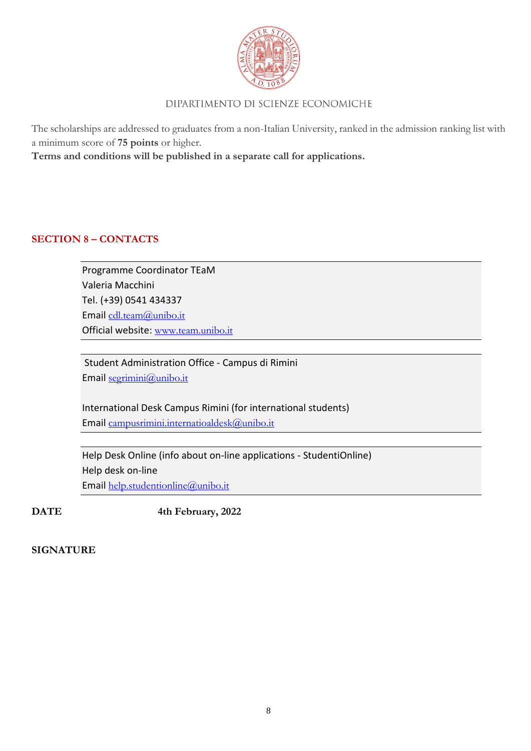DIPARTIMENTO DI SCIENZE ECONOMICHE

The scholarships are addressed to graduates from a non-Italian University, ranked in the admission ranking list with a minimum score of **75 points** or higher.
**Terms and conditions will be published in a separate call for applications.**

## SECTION 8 – CONTACTS

Programme Coordinator TEaM
Valeria Macchini
Tel. (+39) 0541 434337
Email cdl.team@unibo.it
Official website: www.team.unibo.it

Student Administration Office - Campus di Rimini
Email segrimini@unibo.it

International Desk Campus Rimini (for international students)
Email campusrimini.internatioaldesk@unibo.it

Help Desk Online (info about on-line applications - StudentiOnline)
Help desk on-line
Email help.studentionline@unibo.it

**DATE** **4th February, 2022**

**SIGNATURE**